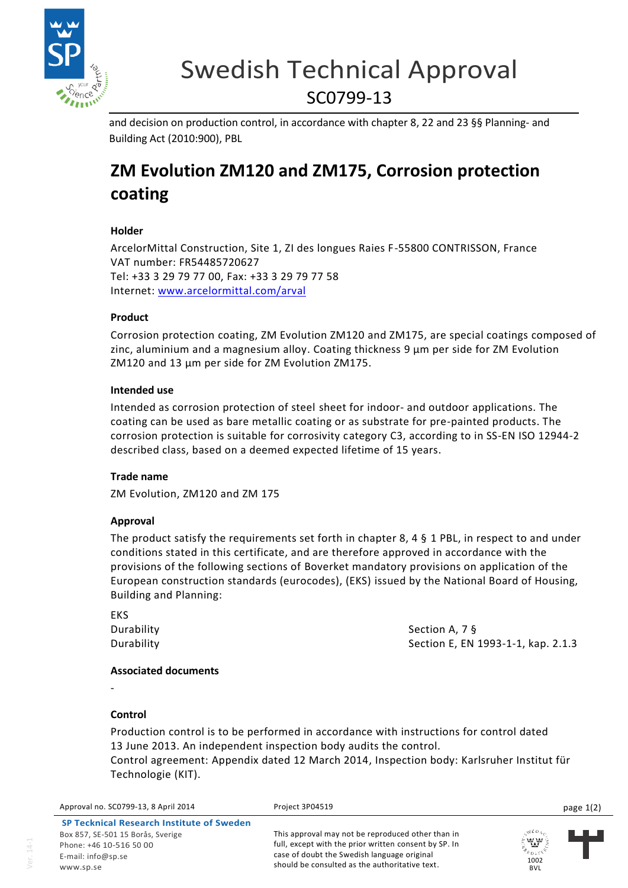# Swedish Technical Approval

## SC0799-13

and decision on production control, in accordance with chapter 8, 22 and 23 §§ Planning- and Building Act (2010:900), PBL

# ZM Evolution ZM120 and ZM175, Corrosion protection coating

### Holder

ArcelorMittal Construction, Site 1, ZI des longues Raies F-55800 CONTRISSON, France
VAT number: FR54485720627
Tel: +33 3 29 79 77 00, Fax: +33 3 29 79 77 58
Internet: www.arcelormittal.com/arval

### Product

Corrosion protection coating, ZM Evolution ZM120 and ZM175, are special coatings composed of zinc, aluminium and a magnesium alloy. Coating thickness 9 µm per side for ZM Evolution ZM120 and 13 µm per side for ZM Evolution ZM175.

### Intended use

Intended as corrosion protection of steel sheet for indoor- and outdoor applications. The coating can be used as bare metallic coating or as substrate for pre-painted products. The corrosion protection is suitable for corrosivity category C3, according to in SS-EN ISO 12944-2 described class, based on a deemed expected lifetime of 15 years.

### Trade name

ZM Evolution, ZM120 and ZM 175

### Approval

The product satisfy the requirements set forth in chapter 8, 4 § 1 PBL, in respect to and under conditions stated in this certificate, and are therefore approved in accordance with the provisions of the following sections of Boverket mandatory provisions on application of the European construction standards (eurocodes), (EKS) issued by the National Board of Housing, Building and Planning:

| EKS | |
|---|---|
| Durability | Section A, 7 § |
| Durability | Section E, EN 1993-1-1, kap. 2.1.3 |

### Associated documents

-

### Control

Production control is to be performed in accordance with instructions for control dated 13 June 2013. An independent inspection body audits the control.
Control agreement: Appendix dated 12 March 2014, Inspection body: Karlsruher Institut für Technologie (KIT).

Approval no. SC0799-13, 8 April 2014 — Project 3P04519

**SP Tecknical Research Institute of Sweden**
Box 857, SE-501 15 Borås, Sverige
Phone: +46 10-516 50 00
E-mail: info@sp.se
www.sp.se

This approval may not be reproduced other than in full, except with the prior written consent by SP. In case of doubt the Swedish language original should be consulted as the authoritative text.

1002 BVL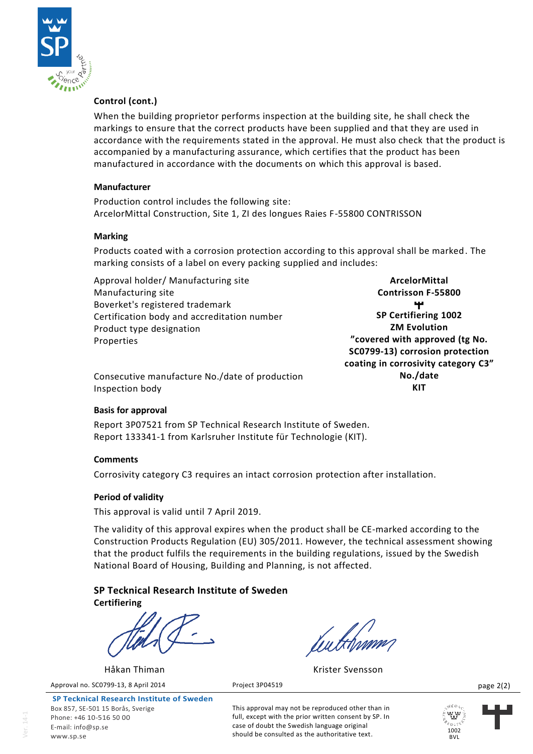### Control (cont.)

When the building proprietor performs inspection at the building site, he shall check the markings to ensure that the correct products have been supplied and that they are used in accordance with the requirements stated in the approval. He must also check that the product is accompanied by a manufacturing assurance, which certifies that the product has been manufactured in accordance with the documents on which this approval is based.

### Manufacturer

Production control includes the following site:
ArcelorMittal Construction, Site 1, ZI des longues Raies F-55800 CONTRISSON

### Marking

Products coated with a corrosion protection according to this approval shall be marked. The marking consists of a label on every packing supplied and includes:

| | |
|---|---|
| Approval holder/ Manufacturing site | **ArcelorMittal** |
| Manufacturing site | **Contrisson F-55800** |
| Boverket's registered trademark | **Ⲯ** |
| Certification body and accreditation number | **SP Certifiering 1002** |
| Product type designation | **ZM Evolution** |
| Properties | **”covered with approved (tg No. SC0799-13) corrosion protection coating in corrosivity category C3”** |
| Consecutive manufacture No./date of production | **No./date** |
| Inspection body | **KIT** |

### Basis for approval

Report 3P07521 from SP Technical Research Institute of Sweden.
Report 133341-1 from Karlsruher Institute für Technologie (KIT).

### Comments

Corrosivity category C3 requires an intact corrosion protection after installation.

### Period of validity

This approval is valid until 7 April 2019.

The validity of this approval expires when the product shall be CE-marked according to the Construction Products Regulation (EU) 305/2011. However, the technical assessment showing that the product fulfils the requirements in the building regulations, issued by the Swedish National Board of Housing, Building and Planning, is not affected.

**SP Tecknical Research Institute of Sweden**
**Certifiering**

Håkan Thiman　　　　Krister Svensson

Approval no. SC0799-13, 8 April 2014　　Project 3P04519

**SP Technical Research Institute of Sweden**
Box 857, SE-501 15 Borås, Sverige
Phone: +46 10-516 50 00
E-mail: info@sp.se
www.sp.se

This approval may not be reproduced other than in full, except with the prior written consent by SP. In case of doubt the Swedish language original should be consulted as the authoritative text.